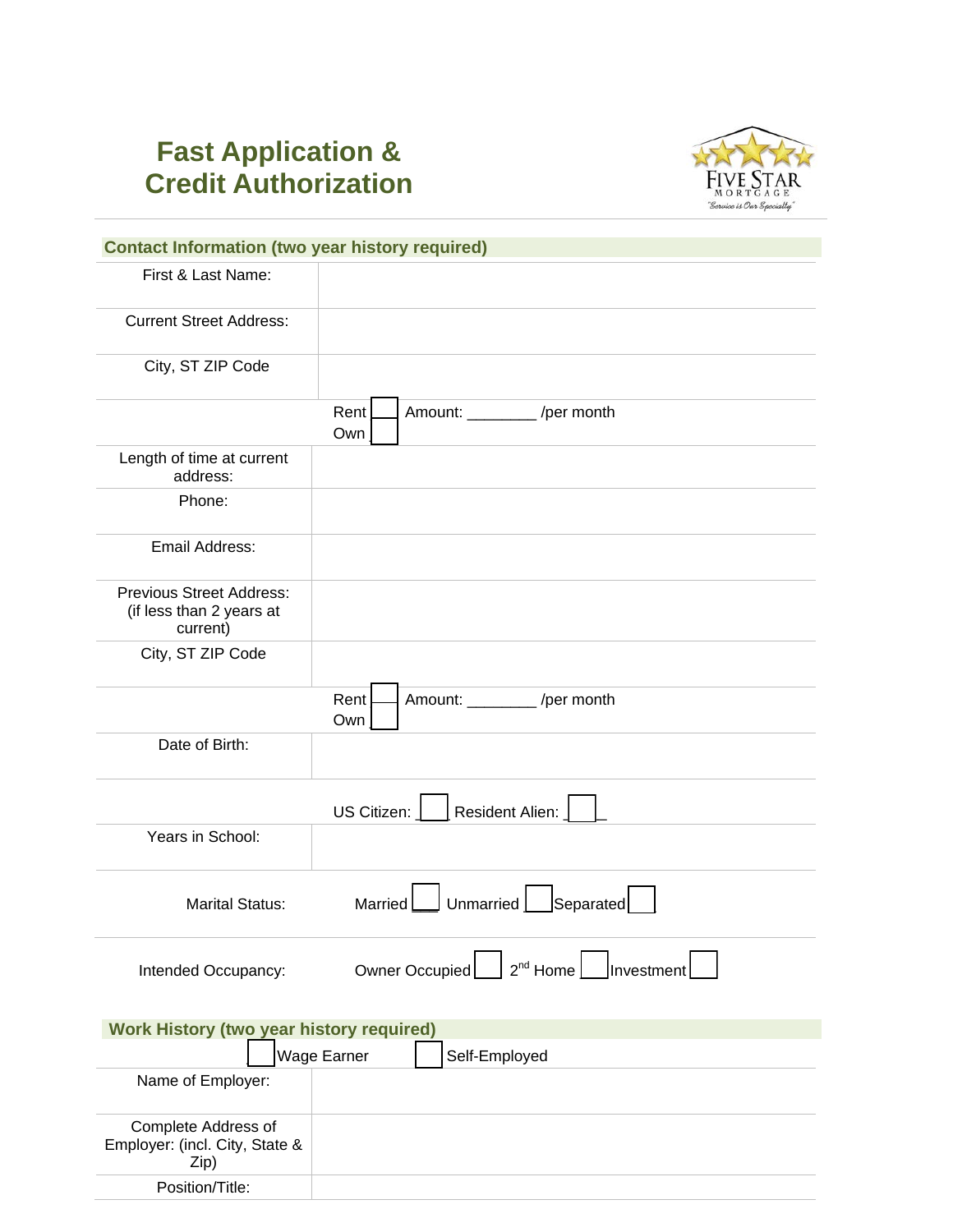# Fast Application & Credit Authorization

FIVE STAR MORTGAGE
"Service is Our Specialty"

## Contact Information (two year history required)

| | |
|---|---|
| First & Last Name: | |
| Current Street Address: | |
| City, ST ZIP Code | |
| | Rent ☐ Amount: ________ /per month<br>Own ☐ |
| Length of time at current address: | |
| Phone: | |
| Email Address: | |
| Previous Street Address: (if less than 2 years at current) | |
| City, ST ZIP Code | |
| | Rent ☐ Amount: ________ /per month<br>Own ☐ |
| Date of Birth: | |
| | US Citizen: ☐ Resident Alien: ☐ |
| Years in School: | |
| Marital Status: | Married ☐ Unmarried ☐ Separated ☐ |
| Intended Occupancy: | Owner Occupied ☐ 2nd Home ☐ Investment ☐ |

## Work History (two year history required)

☐ Wage Earner ☐ Self-Employed

| | |
|---|---|
| Name of Employer: | |
| Complete Address of Employer: (incl. City, State & Zip) | |
| Position/Title: | |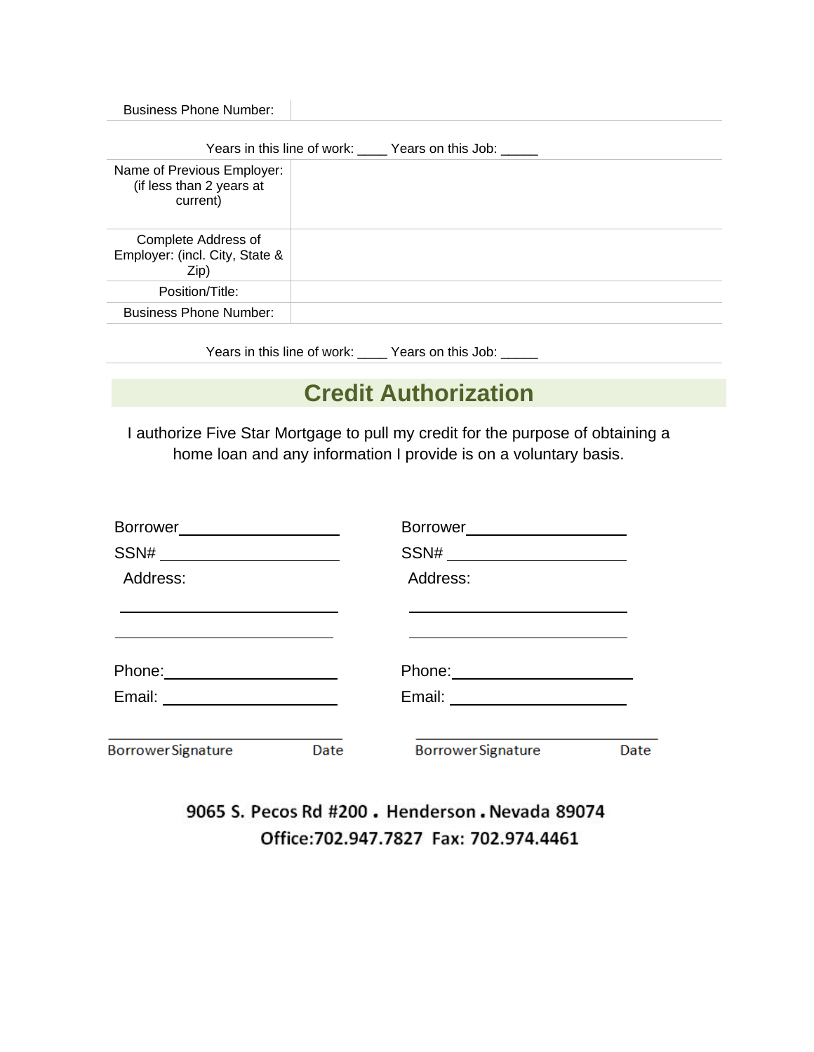| | |
|---|---|
| Business Phone Number: | |

Years in this line of work: ____ Years on this Job: _____

| | |
|---|---|
| Name of Previous Employer: (if less than 2 years at current) | |
| Complete Address of Employer: (incl. City, State & Zip) | |
| Position/Title: | |
| Business Phone Number: | |

Years in this line of work: ____ Years on this Job: _____

## Credit Authorization

I authorize Five Star Mortgage to pull my credit for the purpose of obtaining a home loan and any information I provide is on a voluntary basis.

Borrower____________________

SSN# ____________________

Address:

____________________________

____________________________

Phone:____________________

Email: ____________________

______________________________
Borrower Signature Date

Borrower____________________

SSN# ____________________

Address:

____________________________

____________________________

Phone:____________________

Email: ____________________

______________________________
Borrower Signature Date

**9065 S. Pecos Rd #200 . Henderson . Nevada 89074**

**Office:702.947.7827 Fax: 702.974.4461**